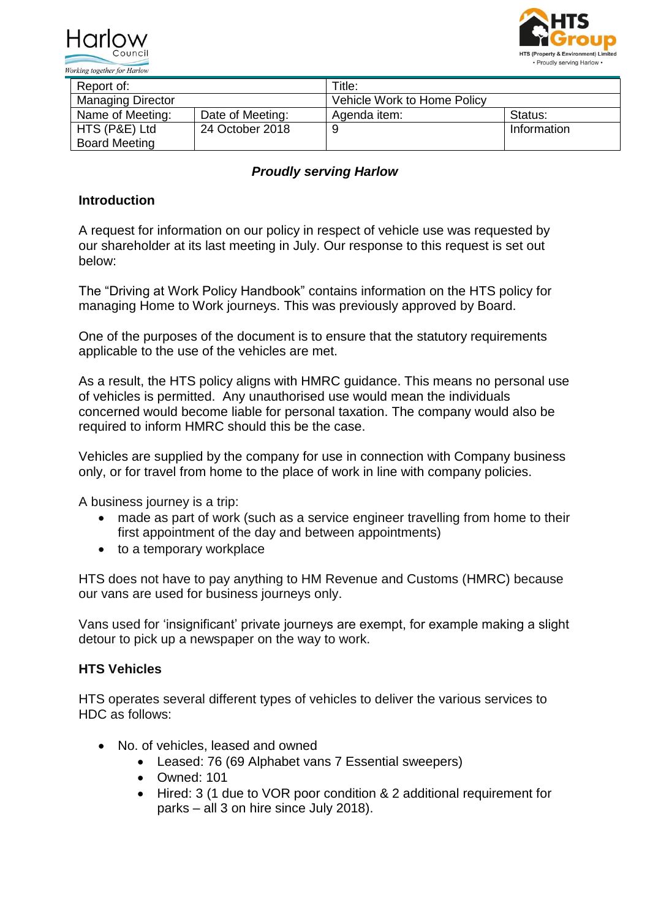| Report of: | | Title: | |
|---|---|---|---|
| Managing Director | | Vehicle Work to Home Policy | |
| Name of Meeting: | Date of Meeting: | Agenda item: | Status: |
| HTS (P&E) Ltd Board Meeting | 24 October 2018 | 9 | Information |

***Proudly serving Harlow***

## Introduction

A request for information on our policy in respect of vehicle use was requested by our shareholder at its last meeting in July. Our response to this request is set out below:

The "Driving at Work Policy Handbook" contains information on the HTS policy for managing Home to Work journeys. This was previously approved by Board.

One of the purposes of the document is to ensure that the statutory requirements applicable to the use of the vehicles are met.

As a result, the HTS policy aligns with HMRC guidance. This means no personal use of vehicles is permitted. Any unauthorised use would mean the individuals concerned would become liable for personal taxation. The company would also be required to inform HMRC should this be the case.

Vehicles are supplied by the company for use in connection with Company business only, or for travel from home to the place of work in line with company policies.

A business journey is a trip:

- made as part of work (such as a service engineer travelling from home to their first appointment of the day and between appointments)
- to a temporary workplace

HTS does not have to pay anything to HM Revenue and Customs (HMRC) because our vans are used for business journeys only.

Vans used for 'insignificant' private journeys are exempt, for example making a slight detour to pick up a newspaper on the way to work.

## HTS Vehicles

HTS operates several different types of vehicles to deliver the various services to HDC as follows:

- No. of vehicles, leased and owned
  - Leased: 76 (69 Alphabet vans 7 Essential sweepers)
  - Owned: 101
  - Hired: 3 (1 due to VOR poor condition & 2 additional requirement for parks – all 3 on hire since July 2018).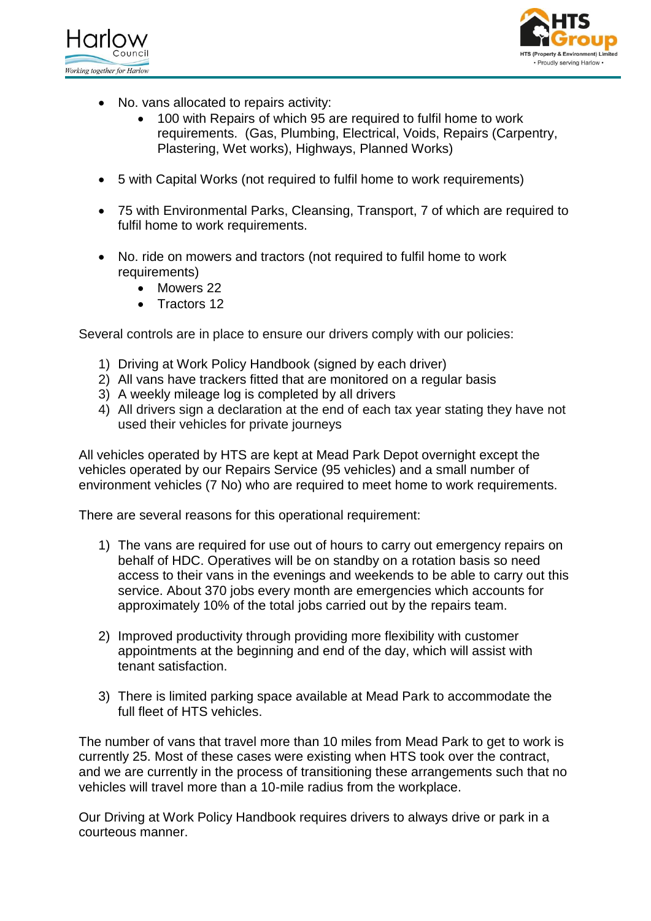- No. vans allocated to repairs activity:
  - 100 with Repairs of which 95 are required to fulfil home to work requirements. (Gas, Plumbing, Electrical, Voids, Repairs (Carpentry, Plastering, Wet works), Highways, Planned Works)

- 5 with Capital Works (not required to fulfil home to work requirements)

- 75 with Environmental Parks, Cleansing, Transport, 7 of which are required to fulfil home to work requirements.

- No. ride on mowers and tractors (not required to fulfil home to work requirements)
  - Mowers 22
  - Tractors 12

Several controls are in place to ensure our drivers comply with our policies:

1) Driving at Work Policy Handbook (signed by each driver)
2) All vans have trackers fitted that are monitored on a regular basis
3) A weekly mileage log is completed by all drivers
4) All drivers sign a declaration at the end of each tax year stating they have not used their vehicles for private journeys

All vehicles operated by HTS are kept at Mead Park Depot overnight except the vehicles operated by our Repairs Service (95 vehicles) and a small number of environment vehicles (7 No) who are required to meet home to work requirements.

There are several reasons for this operational requirement:

1) The vans are required for use out of hours to carry out emergency repairs on behalf of HDC. Operatives will be on standby on a rotation basis so need access to their vans in the evenings and weekends to be able to carry out this service. About 370 jobs every month are emergencies which accounts for approximately 10% of the total jobs carried out by the repairs team.

2) Improved productivity through providing more flexibility with customer appointments at the beginning and end of the day, which will assist with tenant satisfaction.

3) There is limited parking space available at Mead Park to accommodate the full fleet of HTS vehicles.

The number of vans that travel more than 10 miles from Mead Park to get to work is currently 25. Most of these cases were existing when HTS took over the contract, and we are currently in the process of transitioning these arrangements such that no vehicles will travel more than a 10-mile radius from the workplace.

Our Driving at Work Policy Handbook requires drivers to always drive or park in a courteous manner.